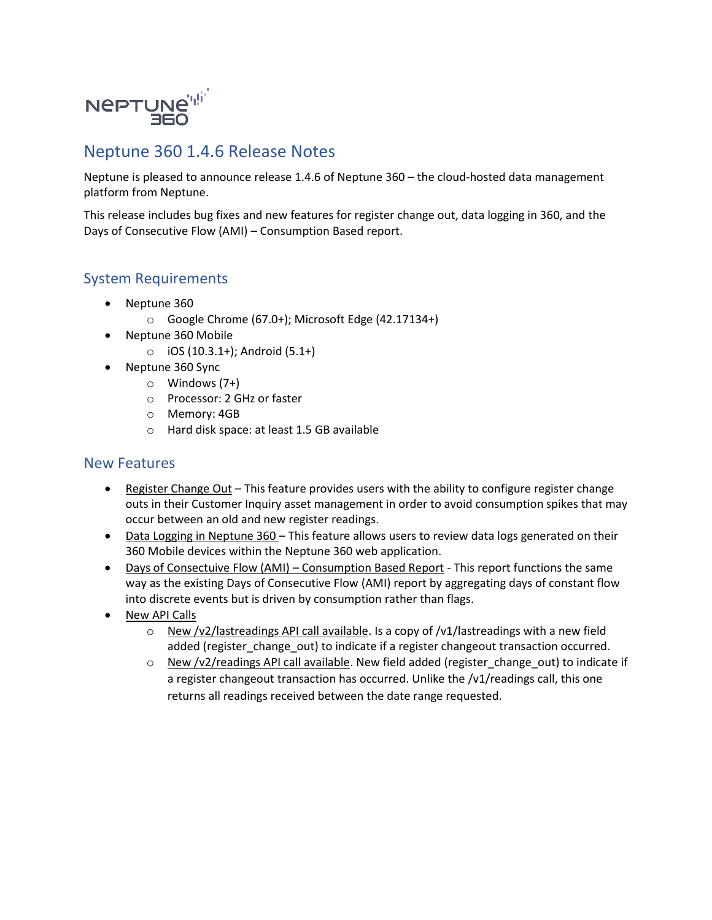# Neptune 360 1.4.6 Release Notes

Neptune is pleased to announce release 1.4.6 of Neptune 360 – the cloud-hosted data management platform from Neptune.

This release includes bug fixes and new features for register change out, data logging in 360, and the Days of Consecutive Flow (AMI) – Consumption Based report.

## System Requirements

- Neptune 360
  - Google Chrome (67.0+); Microsoft Edge (42.17134+)
- Neptune 360 Mobile
  - iOS (10.3.1+); Android (5.1+)
- Neptune 360 Sync
  - Windows (7+)
  - Processor: 2 GHz or faster
  - Memory: 4GB
  - Hard disk space: at least 1.5 GB available

## New Features

- Register Change Out – This feature provides users with the ability to configure register change outs in their Customer Inquiry asset management in order to avoid consumption spikes that may occur between an old and new register readings.
- Data Logging in Neptune 360 – This feature allows users to review data logs generated on their 360 Mobile devices within the Neptune 360 web application.
- Days of Consectuive Flow (AMI) – Consumption Based Report - This report functions the same way as the existing Days of Consecutive Flow (AMI) report by aggregating days of constant flow into discrete events but is driven by consumption rather than flags.
- New API Calls
  - New /v2/lastreadings API call available. Is a copy of /v1/lastreadings with a new field added (register_change_out) to indicate if a register changeout transaction occurred.
  - New /v2/readings API call available. New field added (register_change_out) to indicate if a register changeout transaction has occurred. Unlike the /v1/readings call, this one returns all readings received between the date range requested.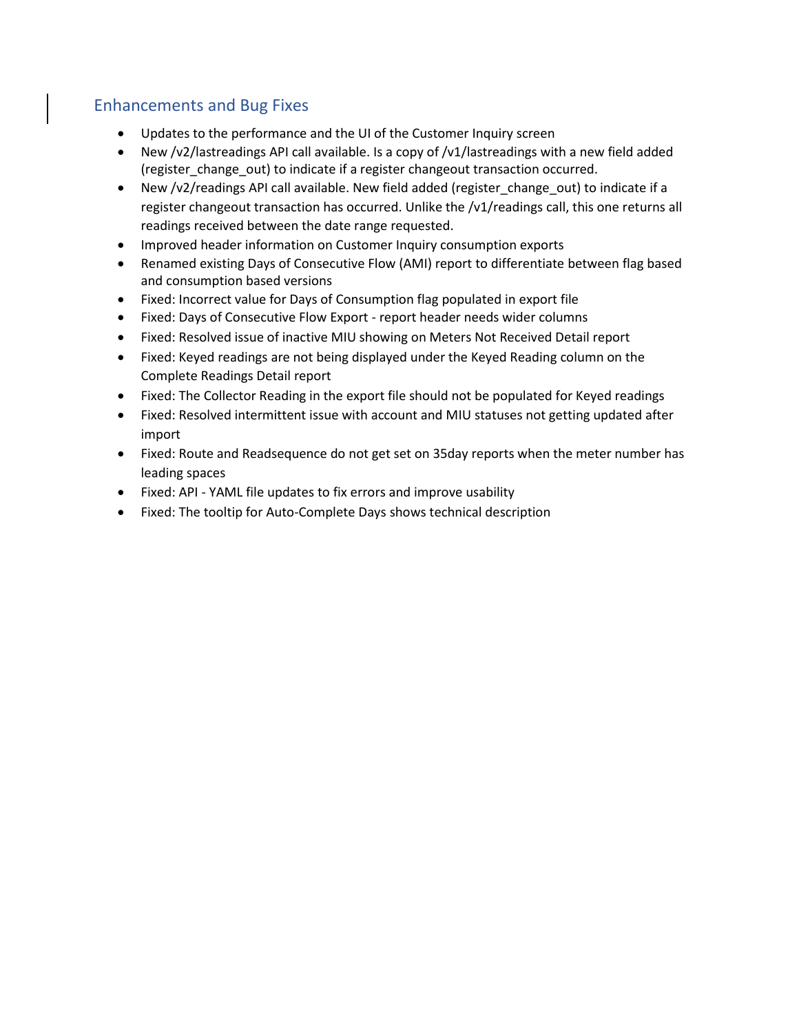## Enhancements and Bug Fixes

- Updates to the performance and the UI of the Customer Inquiry screen
- New /v2/lastreadings API call available. Is a copy of /v1/lastreadings with a new field added (register_change_out) to indicate if a register changeout transaction occurred.
- New /v2/readings API call available. New field added (register_change_out) to indicate if a register changeout transaction has occurred. Unlike the /v1/readings call, this one returns all readings received between the date range requested.
- Improved header information on Customer Inquiry consumption exports
- Renamed existing Days of Consecutive Flow (AMI) report to differentiate between flag based and consumption based versions
- Fixed: Incorrect value for Days of Consumption flag populated in export file
- Fixed: Days of Consecutive Flow Export - report header needs wider columns
- Fixed: Resolved issue of inactive MIU showing on Meters Not Received Detail report
- Fixed: Keyed readings are not being displayed under the Keyed Reading column on the Complete Readings Detail report
- Fixed: The Collector Reading in the export file should not be populated for Keyed readings
- Fixed: Resolved intermittent issue with account and MIU statuses not getting updated after import
- Fixed: Route and Readsequence do not get set on 35day reports when the meter number has leading spaces
- Fixed: API - YAML file updates to fix errors and improve usability
- Fixed: The tooltip for Auto-Complete Days shows technical description